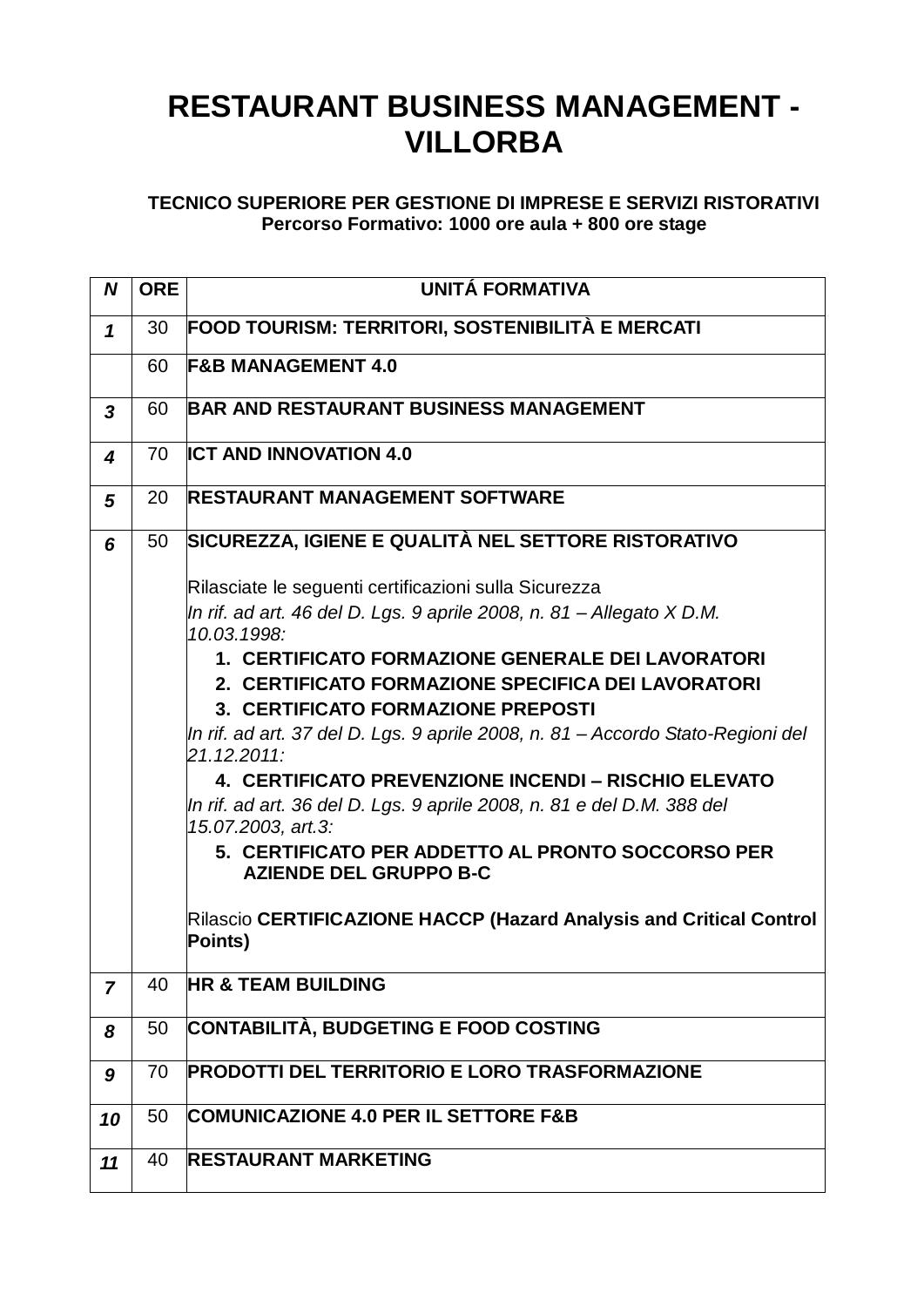# RESTAURANT BUSINESS MANAGEMENT - VILLORBA

**TECNICO SUPERIORE PER GESTIONE DI IMPRESE E SERVIZI RISTORATIVI**
**Percorso Formativo: 1000 ore aula + 800 ore stage**

| *N* | ORE | UNITÁ FORMATIVA |
|---|---|---|
| *1* | 30 | **FOOD TOURISM: TERRITORI, SOSTENIBILITÀ E MERCATI** |
| | 60 | **F&B MANAGEMENT 4.0** |
| *3* | 60 | **BAR AND RESTAURANT BUSINESS MANAGEMENT** |
| *4* | 70 | **ICT AND INNOVATION 4.0** |
| *5* | 20 | **RESTAURANT MANAGEMENT SOFTWARE** |
| *6* | 50 | **SICUREZZA, IGIENE E QUALITÀ NEL SETTORE RISTORATIVO**<br><br>Rilasciate le seguenti certificazioni sulla Sicurezza<br>*In rif. ad art. 46 del D. Lgs. 9 aprile 2008, n. 81 – Allegato X D.M. 10.03.1998:*<br>1. **CERTIFICATO FORMAZIONE GENERALE DEI LAVORATORI**<br>2. **CERTIFICATO FORMAZIONE SPECIFICA DEI LAVORATORI**<br>3. **CERTIFICATO FORMAZIONE PREPOSTI**<br>*In rif. ad art. 37 del D. Lgs. 9 aprile 2008, n. 81 – Accordo Stato-Regioni del 21.12.2011:*<br>4. **CERTIFICATO PREVENZIONE INCENDI – RISCHIO ELEVATO**<br>*In rif. ad art. 36 del D. Lgs. 9 aprile 2008, n. 81 e del D.M. 388 del 15.07.2003, art.3:*<br>5. **CERTIFICATO PER ADDETTO AL PRONTO SOCCORSO PER AZIENDE DEL GRUPPO B-C**<br><br>Rilascio **CERTIFICAZIONE HACCP (Hazard Analysis and Critical Control Points)** |
| *7* | 40 | **HR & TEAM BUILDING** |
| *8* | 50 | **CONTABILITÀ, BUDGETING E FOOD COSTING** |
| *9* | 70 | **PRODOTTI DEL TERRITORIO E LORO TRASFORMAZIONE** |
| *10* | 50 | **COMUNICAZIONE 4.0 PER IL SETTORE F&B** |
| *11* | 40 | **RESTAURANT MARKETING** |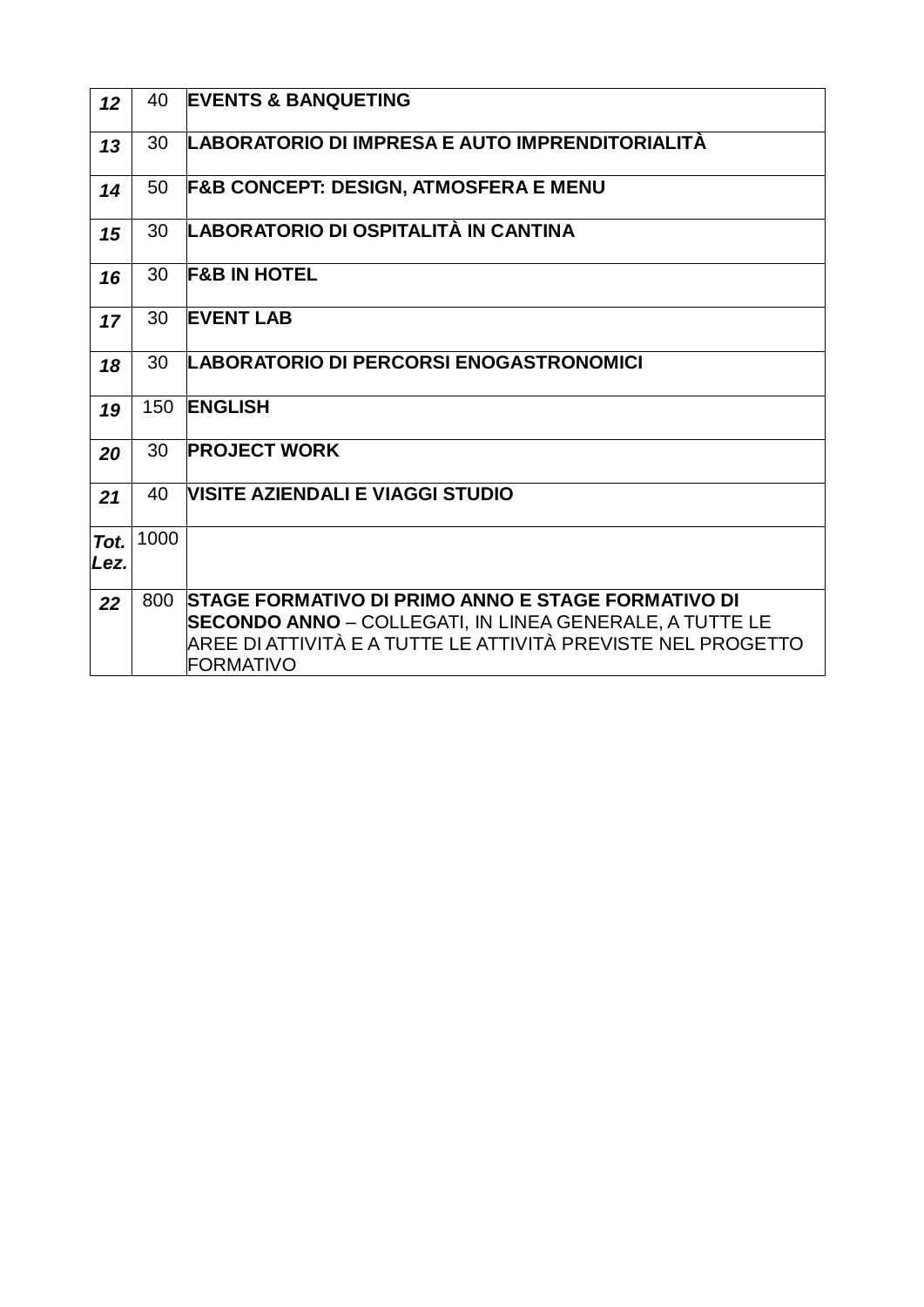| | | |
|---|---|---|
| ***12*** | 40 | **EVENTS & BANQUETING** |
| ***13*** | 30 | **LABORATORIO DI IMPRESA E AUTO IMPRENDITORIALITÀ** |
| ***14*** | 50 | **F&B CONCEPT: DESIGN, ATMOSFERA E MENU** |
| ***15*** | 30 | **LABORATORIO DI OSPITALITÀ IN CANTINA** |
| ***16*** | 30 | **F&B IN HOTEL** |
| ***17*** | 30 | **EVENT LAB** |
| ***18*** | 30 | **LABORATORIO DI PERCORSI ENOGASTRONOMICI** |
| ***19*** | 150 | **ENGLISH** |
| ***20*** | 30 | **PROJECT WORK** |
| ***21*** | 40 | **VISITE AZIENDALI E VIAGGI STUDIO** |
| ***Tot. Lez.*** | 1000 | |
| ***22*** | 800 | **STAGE FORMATIVO DI PRIMO ANNO E STAGE FORMATIVO DI SECONDO ANNO** – COLLEGATI, IN LINEA GENERALE, A TUTTE LE AREE DI ATTIVITÀ E A TUTTE LE ATTIVITÀ PREVISTE NEL PROGETTO FORMATIVO |